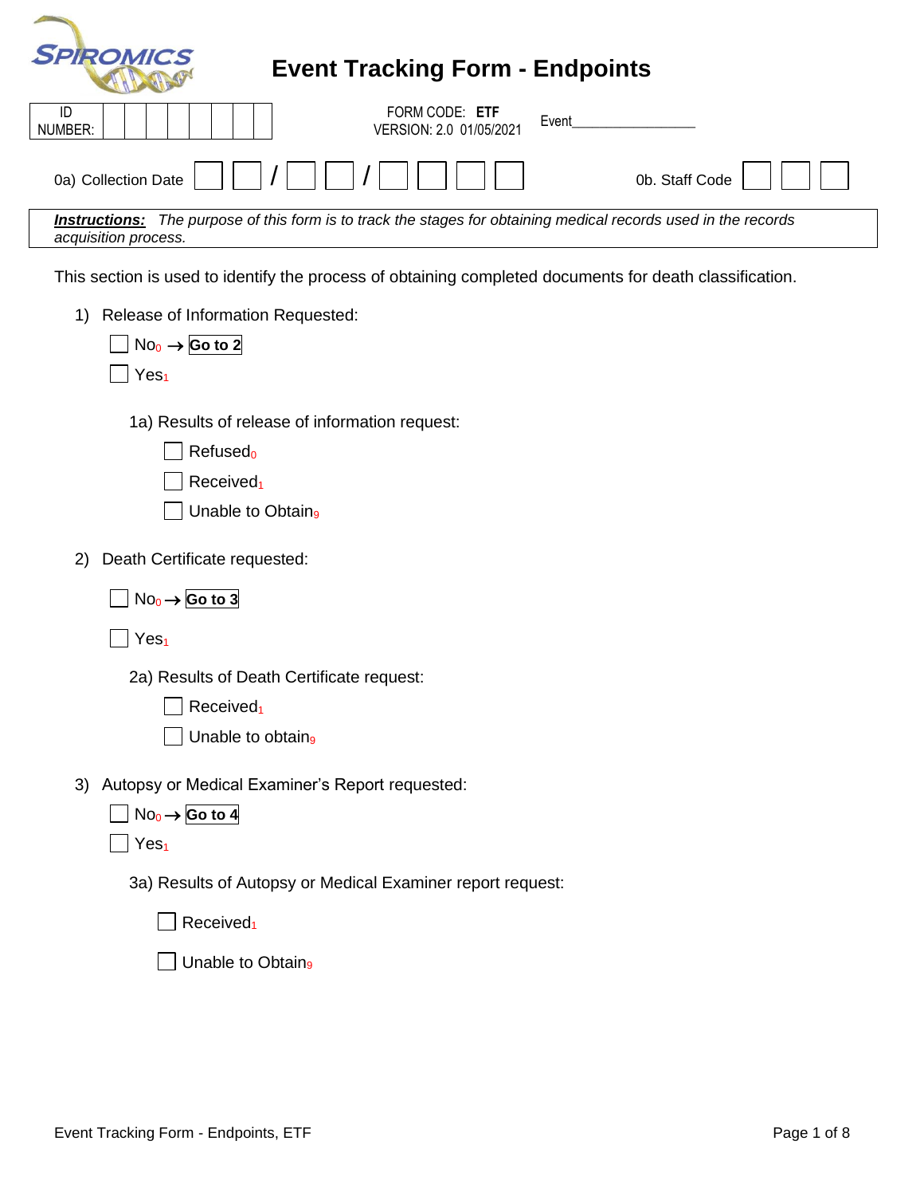SPIROMICS

# Event Tracking Form - Endpoints

| ID NUMBER: | | | | | | | | | |
|---|---|---|---|---|---|---|---|---|---|

FORM CODE: **ETF**
VERSION: 2.0 01/05/2021

Event_______________

0a) Collection Date ☐☐ / ☐☐ / ☐☐☐☐     0b. Staff Code ☐☐☐

***Instructions:*** *The purpose of this form is to track the stages for obtaining medical records used in the records acquisition process.*

This section is used to identify the process of obtaining completed documents for death classification.

1) Release of Information Requested:

   ☐ No$_0$ → **Go to 2**

   ☐ Yes$_1$

   1a) Results of release of information request:

   ☐ Refused$_0$

   ☐ Received$_1$

   ☐ Unable to Obtain$_9$

2) Death Certificate requested:

   ☐ No$_0$ → **Go to 3**

   ☐ Yes$_1$

   2a) Results of Death Certificate request:

   ☐ Received$_1$

   ☐ Unable to obtain$_9$

3) Autopsy or Medical Examiner's Report requested:

   ☐ No$_0$ → **Go to 4**

   ☐ Yes$_1$

   3a) Results of Autopsy or Medical Examiner report request:

   ☐ Received$_1$

   ☐ Unable to Obtain$_9$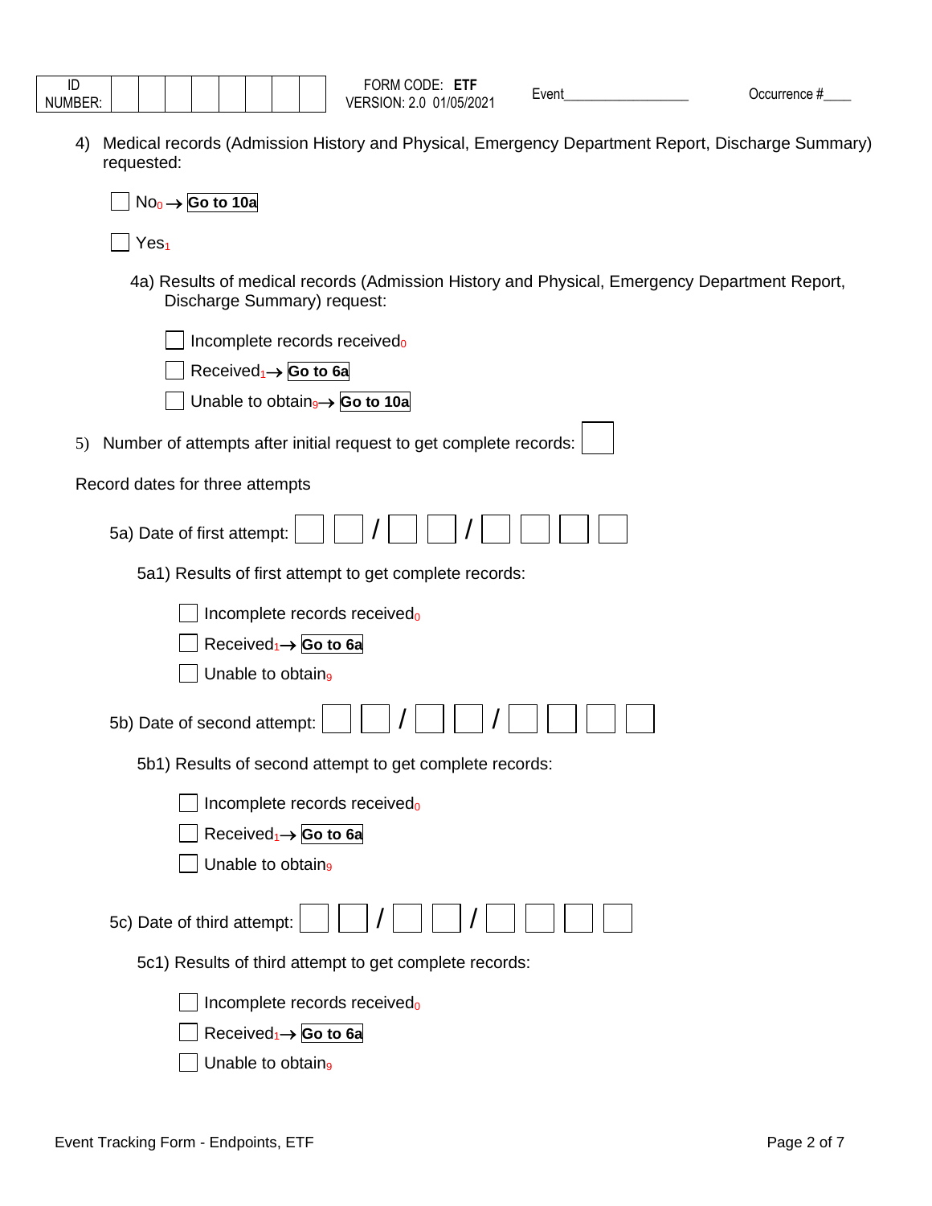| ID NUMBER: | | | | | | | | | FORM CODE: **ETF** VERSION: 2.0 01/05/2021 | Event_________________ | Occurrence #____ |
|---|---|---|---|---|---|---|---|---|---|---|---|

4) Medical records (Admission History and Physical, Emergency Department Report, Discharge Summary) requested:

- ☐ No[0] → **Go to 10a**
- ☐ Yes[1]

4a) Results of medical records (Admission History and Physical, Emergency Department Report, Discharge Summary) request:

- ☐ Incomplete records received[0]
- ☐ Received[1] → **Go to 6a**
- ☐ Unable to obtain[9] → **Go to 10a**

5) Number of attempts after initial request to get complete records: ☐

Record dates for three attempts

5a) Date of first attempt: ☐☐ / ☐☐ / ☐☐☐☐

5a1) Results of first attempt to get complete records:

- ☐ Incomplete records received[0]
- ☐ Received[1] → **Go to 6a**
- ☐ Unable to obtain[9]

5b) Date of second attempt: ☐☐ / ☐☐ / ☐☐☐☐

5b1) Results of second attempt to get complete records:

- ☐ Incomplete records received[0]
- ☐ Received[1] → **Go to 6a**
- ☐ Unable to obtain[9]

5c) Date of third attempt: ☐☐ / ☐☐ / ☐☐☐☐

5c1) Results of third attempt to get complete records:

- ☐ Incomplete records received[0]
- ☐ Received[1] → **Go to 6a**
- ☐ Unable to obtain[9]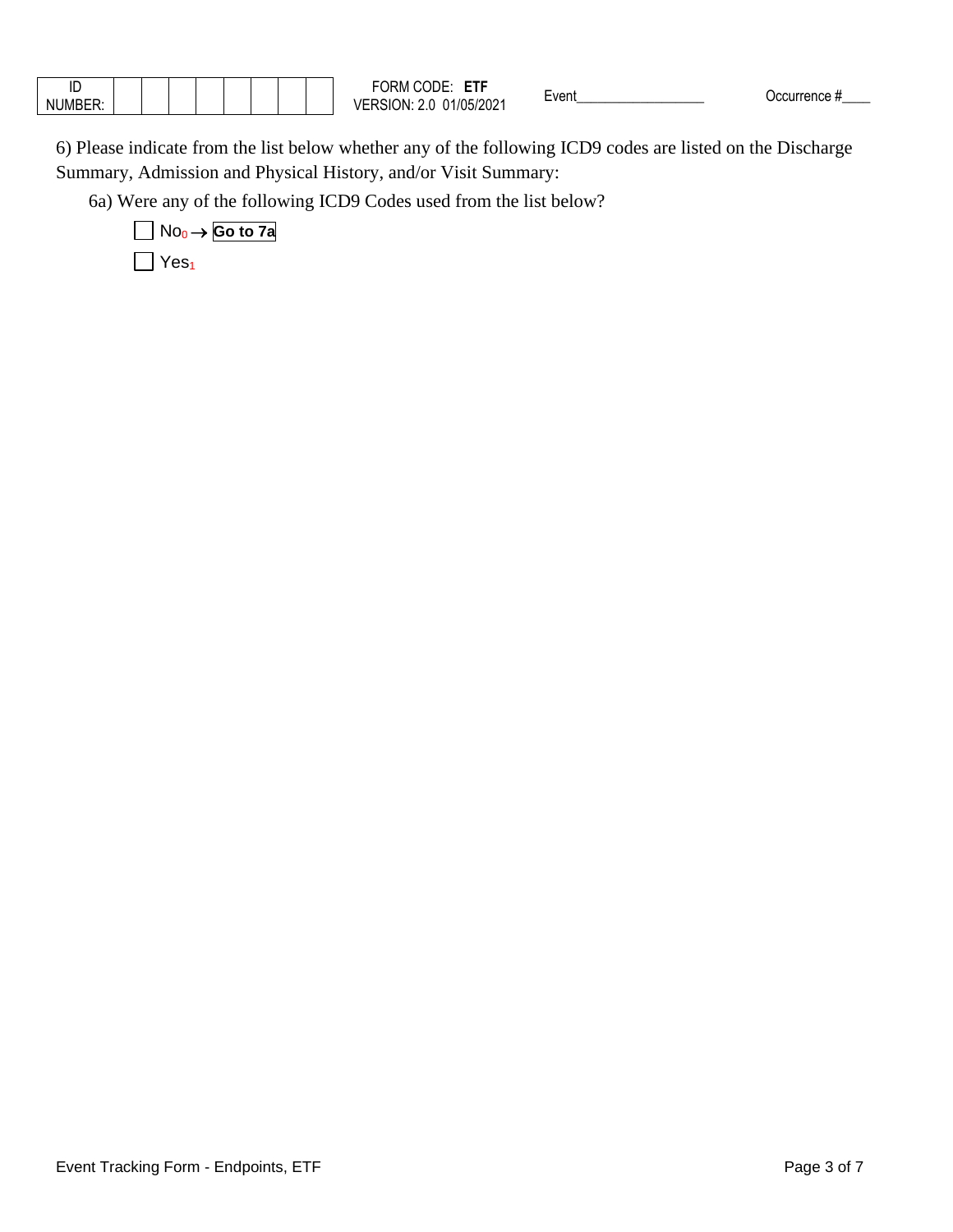| ID NUMBER: | | | | | | | | | FORM CODE: **ETF** VERSION: 2.0 01/05/2021 | Event__________________ | Occurrence #____ |
|---|---|---|---|---|---|---|---|---|---|---|---|

6) Please indicate from the list below whether any of the following ICD9 codes are listed on the Discharge Summary, Admission and Physical History, and/or Visit Summary:

6a) Were any of the following ICD9 Codes used from the list below?

☐ No 0 → **Go to 7a**

☐ Yes 1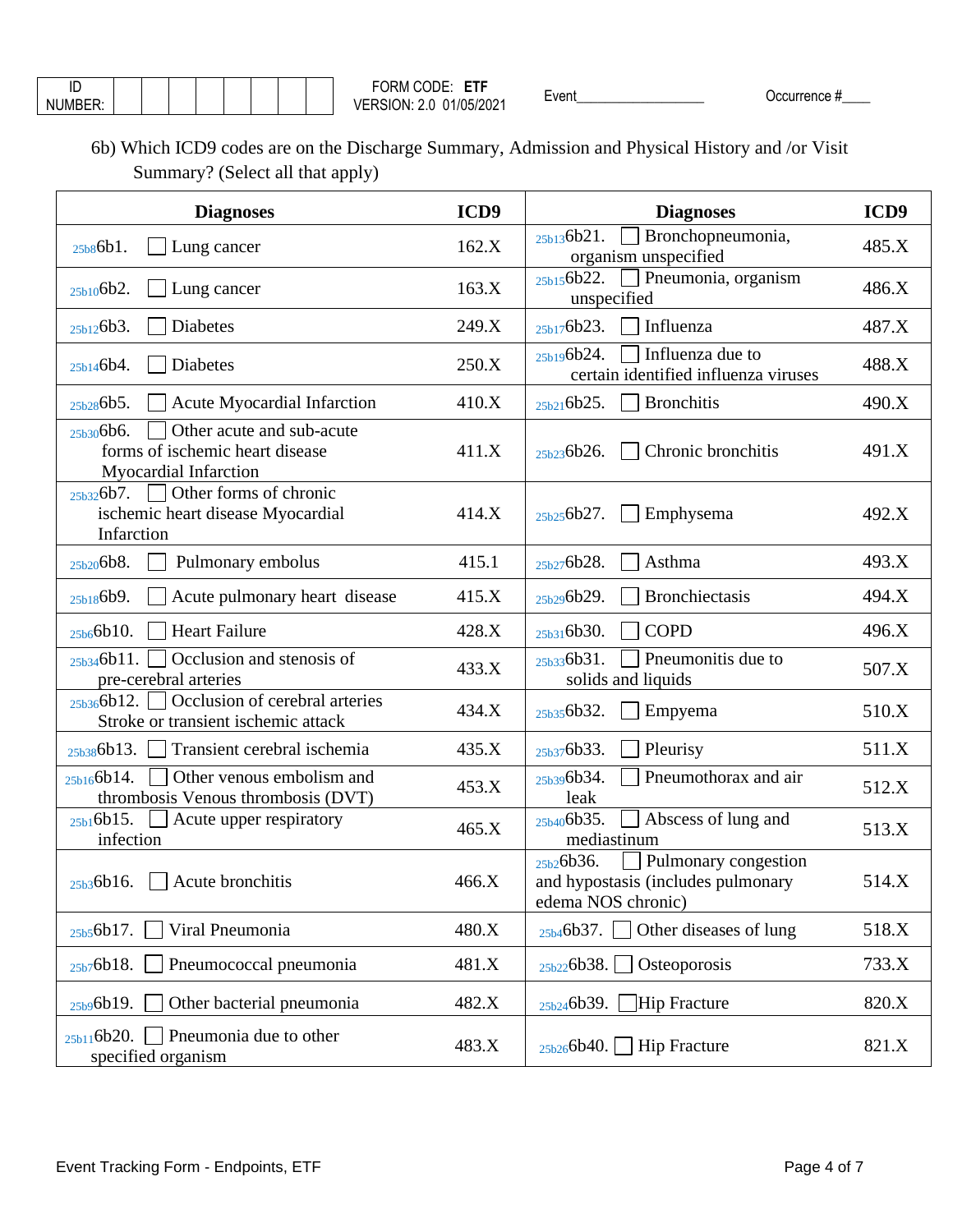| ID NUMBER: | | | | | | | | |
|---|---|---|---|---|---|---|---|---|

FORM CODE: **ETF**
VERSION: 2.0 01/05/2021

Event\_\_\_\_\_\_\_\_\_\_\_\_\_\_\_\_\_\_

Occurrence #\_\_\_\_

6b) Which ICD9 codes are on the Discharge Summary, Admission and Physical History and /or Visit Summary? (Select all that apply)

| Diagnoses | ICD9 | Diagnoses | ICD9 |
|---|---|---|---|
| 25b8 6b1. ☐ Lung cancer | 162.X | 25b13 6b21. ☐ Bronchopneumonia, organism unspecified | 485.X |
| 25b10 6b2. ☐ Lung cancer | 163.X | 25b15 6b22. ☐ Pneumonia, organism unspecified | 486.X |
| 25b12 6b3. ☐ Diabetes | 249.X | 25b17 6b23. ☐ Influenza | 487.X |
| 25b14 6b4. ☐ Diabetes | 250.X | 25b19 6b24. ☐ Influenza due to certain identified influenza viruses | 488.X |
| 25b28 6b5. ☐ Acute Myocardial Infarction | 410.X | 25b21 6b25. ☐ Bronchitis | 490.X |
| 25b30 6b6. ☐ Other acute and sub-acute forms of ischemic heart disease Myocardial Infarction | 411.X | 25b23 6b26. ☐ Chronic bronchitis | 491.X |
| 25b32 6b7. ☐ Other forms of chronic ischemic heart disease Myocardial Infarction | 414.X | 25b25 6b27. ☐ Emphysema | 492.X |
| 25b20 6b8. ☐ Pulmonary embolus | 415.1 | 25b27 6b28. ☐ Asthma | 493.X |
| 25b18 6b9. ☐ Acute pulmonary heart disease | 415.X | 25b29 6b29. ☐ Bronchiectasis | 494.X |
| 25b6 6b10. ☐ Heart Failure | 428.X | 25b31 6b30. ☐ COPD | 496.X |
| 25b34 6b11. ☐ Occlusion and stenosis of pre-cerebral arteries | 433.X | 25b33 6b31. ☐ Pneumonitis due to solids and liquids | 507.X |
| 25b36 6b12. ☐ Occlusion of cerebral arteries Stroke or transient ischemic attack | 434.X | 25b35 6b32. ☐ Empyema | 510.X |
| 25b38 6b13. ☐ Transient cerebral ischemia | 435.X | 25b37 6b33. ☐ Pleurisy | 511.X |
| 25b16 6b14. ☐ Other venous embolism and thrombosis Venous thrombosis (DVT) | 453.X | 25b39 6b34. ☐ Pneumothorax and air leak | 512.X |
| 25b1 6b15. ☐ Acute upper respiratory infection | 465.X | 25b40 6b35. ☐ Abscess of lung and mediastinum | 513.X |
| 25b3 6b16. ☐ Acute bronchitis | 466.X | 25b2 6b36. ☐ Pulmonary congestion and hypostasis (includes pulmonary edema NOS chronic) | 514.X |
| 25b5 6b17. ☐ Viral Pneumonia | 480.X | 25b4 6b37. ☐ Other diseases of lung | 518.X |
| 25b7 6b18. ☐ Pneumococcal pneumonia | 481.X | 25b22 6b38. ☐ Osteoporosis | 733.X |
| 25b9 6b19. ☐ Other bacterial pneumonia | 482.X | 25b24 6b39. ☐ Hip Fracture | 820.X |
| 25b11 6b20. ☐ Pneumonia due to other specified organism | 483.X | 25b26 6b40. ☐ Hip Fracture | 821.X |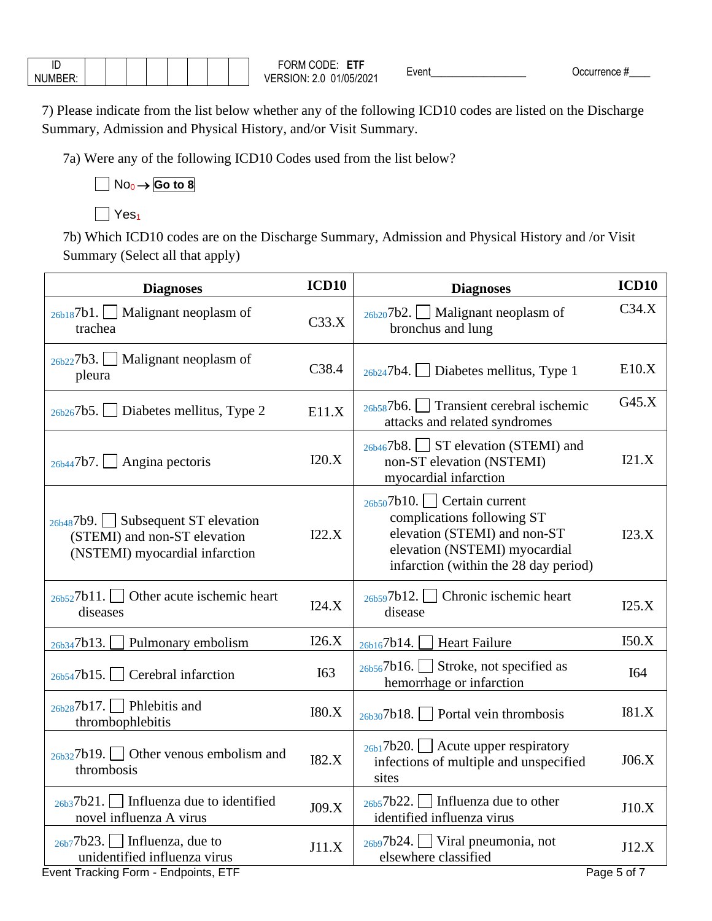| ID NUMBER: | | | | | | | | | FORM CODE: **ETF** VERSION: 2.0 01/05/2021 | Event__________________ | Occurrence #____ |
|---|---|---|---|---|---|---|---|---|---|---|---|

7) Please indicate from the list below whether any of the following ICD10 codes are listed on the Discharge Summary, Admission and Physical History, and/or Visit Summary.

7a) Were any of the following ICD10 Codes used from the list below?

☐ No0 → **Go to 8**

☐ Yes1

7b) Which ICD10 codes are on the Discharge Summary, Admission and Physical History and /or Visit Summary (Select all that apply)

| Diagnoses | ICD10 | Diagnoses | ICD10 |
|---|---|---|---|
| 26b18 7b1. ☐ Malignant neoplasm of trachea | C33.X | 26b20 7b2. ☐ Malignant neoplasm of bronchus and lung | C34.X |
| 26b22 7b3. ☐ Malignant neoplasm of pleura | C38.4 | 26b24 7b4. ☐ Diabetes mellitus, Type 1 | E10.X |
| 26b26 7b5. ☐ Diabetes mellitus, Type 2 | E11.X | 26b58 7b6. ☐ Transient cerebral ischemic attacks and related syndromes | G45.X |
| 26b44 7b7. ☐ Angina pectoris | I20.X | 26b46 7b8. ☐ ST elevation (STEMI) and non-ST elevation (NSTEMI) myocardial infarction | I21.X |
| 26b48 7b9. ☐ Subsequent ST elevation (STEMI) and non-ST elevation (NSTEMI) myocardial infarction | I22.X | 26b50 7b10. ☐ Certain current complications following ST elevation (STEMI) and non-ST elevation (NSTEMI) myocardial infarction (within the 28 day period) | I23.X |
| 26b52 7b11. ☐ Other acute ischemic heart diseases | I24.X | 26b59 7b12. ☐ Chronic ischemic heart disease | I25.X |
| 26b34 7b13. ☐ Pulmonary embolism | I26.X | 26b16 7b14. ☐ Heart Failure | I50.X |
| 26b54 7b15. ☐ Cerebral infarction | I63 | 26b56 7b16. ☐ Stroke, not specified as hemorrhage or infarction | I64 |
| 26b28 7b17. ☐ Phlebitis and thrombophlebitis | I80.X | 26b30 7b18. ☐ Portal vein thrombosis | I81.X |
| 26b32 7b19. ☐ Other venous embolism and thrombosis | I82.X | 26b1 7b20. ☐ Acute upper respiratory infections of multiple and unspecified sites | J06.X |
| 26b3 7b21. ☐ Influenza due to identified novel influenza A virus | J09.X | 26b5 7b22. ☐ Influenza due to other identified influenza virus | J10.X |
| 26b7 7b23. ☐ Influenza, due to unidentified influenza virus | J11.X | 26b9 7b24. ☐ Viral pneumonia, not elsewhere classified | J12.X |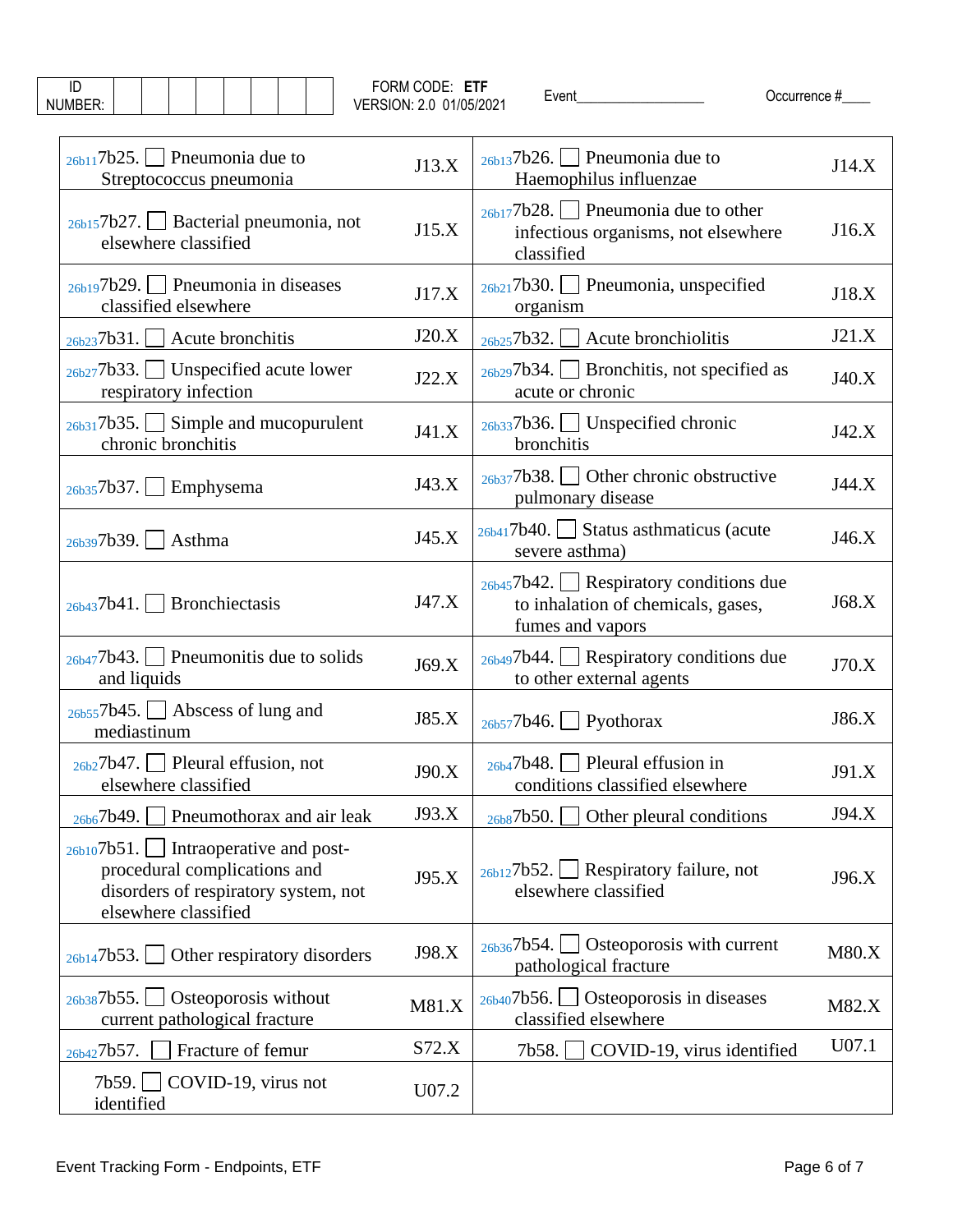| ID NUMBER: | | | | | | | | |
|---|---|---|---|---|---|---|---|---|

FORM CODE: **ETF**
VERSION: 2.0 01/05/2021

Event_________________ Occurrence #____

| | | | |
|---|---|---|---|
| 26b11 7b25. ☐ Pneumonia due to Streptococcus pneumonia | J13.X | 26b13 7b26. ☐ Pneumonia due to Haemophilus influenzae | J14.X |
| 26b15 7b27. ☐ Bacterial pneumonia, not elsewhere classified | J15.X | 26b17 7b28. ☐ Pneumonia due to other infectious organisms, not elsewhere classified | J16.X |
| 26b19 7b29. ☐ Pneumonia in diseases classified elsewhere | J17.X | 26b21 7b30. ☐ Pneumonia, unspecified organism | J18.X |
| 26b23 7b31. ☐ Acute bronchitis | J20.X | 26b25 7b32. ☐ Acute bronchiolitis | J21.X |
| 26b27 7b33. ☐ Unspecified acute lower respiratory infection | J22.X | 26b29 7b34. ☐ Bronchitis, not specified as acute or chronic | J40.X |
| 26b31 7b35. ☐ Simple and mucopurulent chronic bronchitis | J41.X | 26b33 7b36. ☐ Unspecified chronic bronchitis | J42.X |
| 26b35 7b37. ☐ Emphysema | J43.X | 26b37 7b38. ☐ Other chronic obstructive pulmonary disease | J44.X |
| 26b39 7b39. ☐ Asthma | J45.X | 26b41 7b40. ☐ Status asthmaticus (acute severe asthma) | J46.X |
| 26b43 7b41. ☐ Bronchiectasis | J47.X | 26b45 7b42. ☐ Respiratory conditions due to inhalation of chemicals, gases, fumes and vapors | J68.X |
| 26b47 7b43. ☐ Pneumonitis due to solids and liquids | J69.X | 26b49 7b44. ☐ Respiratory conditions due to other external agents | J70.X |
| 26b55 7b45. ☐ Abscess of lung and mediastinum | J85.X | 26b57 7b46. ☐ Pyothorax | J86.X |
| 26b2 7b47. ☐ Pleural effusion, not elsewhere classified | J90.X | 26b4 7b48. ☐ Pleural effusion in conditions classified elsewhere | J91.X |
| 26b6 7b49. ☐ Pneumothorax and air leak | J93.X | 26b8 7b50. ☐ Other pleural conditions | J94.X |
| 26b10 7b51. ☐ Intraoperative and post-procedural complications and disorders of respiratory system, not elsewhere classified | J95.X | 26b12 7b52. ☐ Respiratory failure, not elsewhere classified | J96.X |
| 26b14 7b53. ☐ Other respiratory disorders | J98.X | 26b36 7b54. ☐ Osteoporosis with current pathological fracture | M80.X |
| 26b38 7b55. ☐ Osteoporosis without current pathological fracture | M81.X | 26b40 7b56. ☐ Osteoporosis in diseases classified elsewhere | M82.X |
| 26b42 7b57. ☐ Fracture of femur | S72.X | 7b58. ☐ COVID-19, virus identified | U07.1 |
| 7b59. ☐ COVID-19, virus not identified | U07.2 | | |

Event Tracking Form - Endpoints, ETF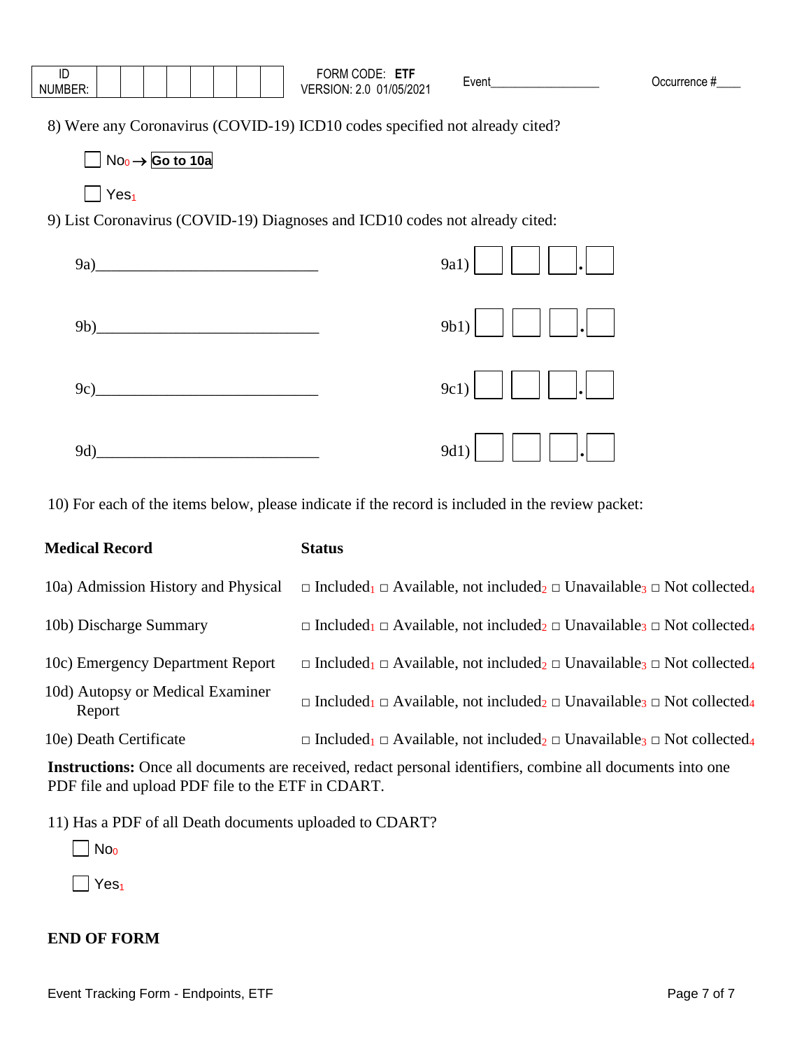| ID NUMBER: | | | | | | | | |
|---|---|---|---|---|---|---|---|---|

FORM CODE: **ETF**
VERSION: 2.0 01/05/2021

Event_________________ Occurrence #____

8) Were any Coronavirus (COVID-19) ICD10 codes specified not already cited?

☐ No$_0$ → **Go to 10a**

☐ Yes$_1$

9) List Coronavirus (COVID-19) Diagnoses and ICD10 codes not already cited:

9a)____________________________ 9a1) ☐ ☐ ☐ . ☐

9b)____________________________ 9b1) ☐ ☐ ☐ . ☐

9c)____________________________ 9c1) ☐ ☐ ☐ . ☐

9d)____________________________ 9d1) ☐ ☐ ☐ . ☐

10) For each of the items below, please indicate if the record is included in the review packet:

| Medical Record | Status |
|---|---|
| 10a) Admission History and Physical | □ Included$_1$ □ Available, not included$_2$ □ Unavailable$_3$ □ Not collected$_4$ |
| 10b) Discharge Summary | □ Included$_1$ □ Available, not included$_2$ □ Unavailable$_3$ □ Not collected$_4$ |
| 10c) Emergency Department Report | □ Included$_1$ □ Available, not included$_2$ □ Unavailable$_3$ □ Not collected$_4$ |
| 10d) Autopsy or Medical Examiner Report | □ Included$_1$ □ Available, not included$_2$ □ Unavailable$_3$ □ Not collected$_4$ |
| 10e) Death Certificate | □ Included$_1$ □ Available, not included$_2$ □ Unavailable$_3$ □ Not collected$_4$ |

**Instructions:** Once all documents are received, redact personal identifiers, combine all documents into one PDF file and upload PDF file to the ETF in CDART.

11) Has a PDF of all Death documents uploaded to CDART?

☐ No$_0$

☐ Yes$_1$

**END OF FORM**

Event Tracking Form - Endpoints, ETF